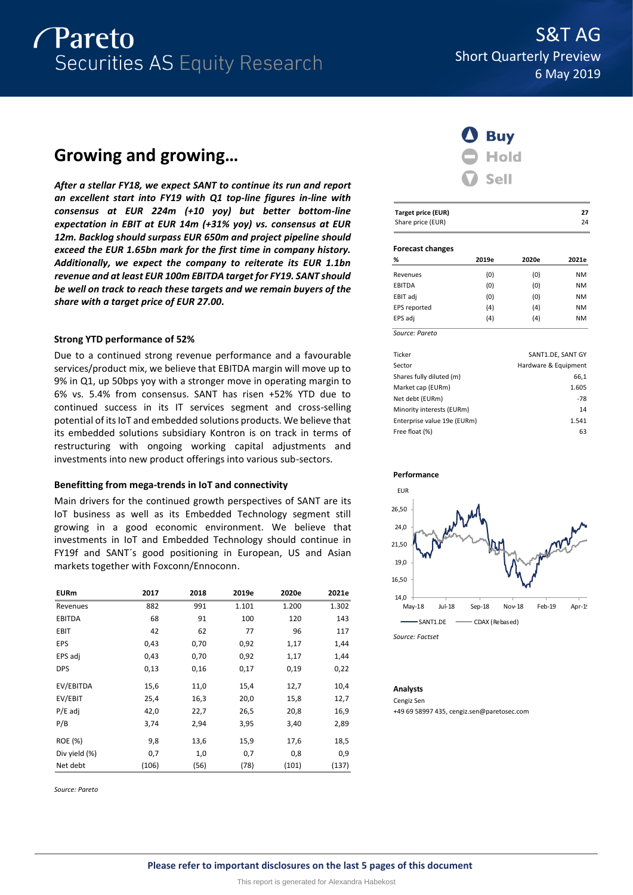# S&T AG

Short Quarterly Preview

6 May 2019

## Growing and growing…

***After a stellar FY18, we expect SANT to continue its run and report an excellent start into FY19 with Q1 top-line figures in-line with consensus at EUR 224m (+10 yoy) but better bottom-line expectation in EBIT at EUR 14m (+31% yoy) vs. consensus at EUR 12m. Backlog should surpass EUR 650m and project pipeline should exceed the EUR 1.65bn mark for the first time in company history. Additionally, we expect the company to reiterate its EUR 1.1bn revenue and at least EUR 100m EBITDA target for FY19. SANT should be well on track to reach these targets and we remain buyers of the share with a target price of EUR 27.00.***

### Strong YTD performance of 52%

Due to a continued strong revenue performance and a favourable services/product mix, we believe that EBITDA margin will move up to 9% in Q1, up 50bps yoy with a stronger move in operating margin to 6% vs. 5.4% from consensus. SANT has risen +52% YTD due to continued success in its IT services segment and cross-selling potential of its IoT and embedded solutions products. We believe that its embedded solutions subsidiary Kontron is on track in terms of restructuring with ongoing working capital adjustments and investments into new product offerings into various sub-sectors.

### Benefitting from mega-trends in IoT and connectivity

Main drivers for the continued growth perspectives of SANT are its IoT business as well as its Embedded Technology segment still growing in a good economic environment. We believe that investments in IoT and Embedded Technology should continue in FY19f and SANT´s good positioning in European, US and Asian markets together with Foxconn/Ennoconn.

| EURm | 2017 | 2018 | 2019e | 2020e | 2021e |
|---|---|---|---|---|---|
| Revenues | 882 | 991 | 1.101 | 1.200 | 1.302 |
| EBITDA | 68 | 91 | 100 | 120 | 143 |
| EBIT | 42 | 62 | 77 | 96 | 117 |
| EPS | 0,43 | 0,70 | 0,92 | 1,17 | 1,44 |
| EPS adj | 0,43 | 0,70 | 0,92 | 1,17 | 1,44 |
| DPS | 0,13 | 0,16 | 0,17 | 0,19 | 0,22 |
| EV/EBITDA | 15,6 | 11,0 | 15,4 | 12,7 | 10,4 |
| EV/EBIT | 25,4 | 16,3 | 20,0 | 15,8 | 12,7 |
| P/E adj | 42,0 | 22,7 | 26,5 | 20,8 | 16,9 |
| P/B | 3,74 | 2,94 | 3,95 | 3,40 | 2,89 |
| ROE (%) | 9,8 | 13,6 | 15,9 | 17,6 | 18,5 |
| Div yield (%) | 0,7 | 1,0 | 0,7 | 0,8 | 0,9 |
| Net debt | (106) | (56) | (78) | (101) | (137) |

Source: Pareto

**Buy** | Hold | Sell

| Target price (EUR) | 27 |
|---|---|
| Share price (EUR) | 24 |

**Forecast changes**

| % | 2019e | 2020e | 2021e |
|---|---|---|---|
| Revenues | (0) | (0) | NM |
| EBITDA | (0) | (0) | NM |
| EBIT adj | (0) | (0) | NM |
| EPS reported | (4) | (4) | NM |
| EPS adj | (4) | (4) | NM |

Source: Pareto

| | |
|---|---|
| Ticker | SANT1.DE, SANT GY |
| Sector | Hardware & Equipment |
| Shares fully diluted (m) | 66,1 |
| Market cap (EURm) | 1.605 |
| Net debt (EURm) | -78 |
| Minority interests (EURm) | 14 |
| Enterprise value 19e (EURm) | 1.541 |
| Free float (%) | 63 |

**Performance**

Source: Factset

**Analysts**

Cengiz Sen

+49 69 58997 435, cengiz.sen@paretosec.com

**Please refer to important disclosures on the last 5 pages of this document**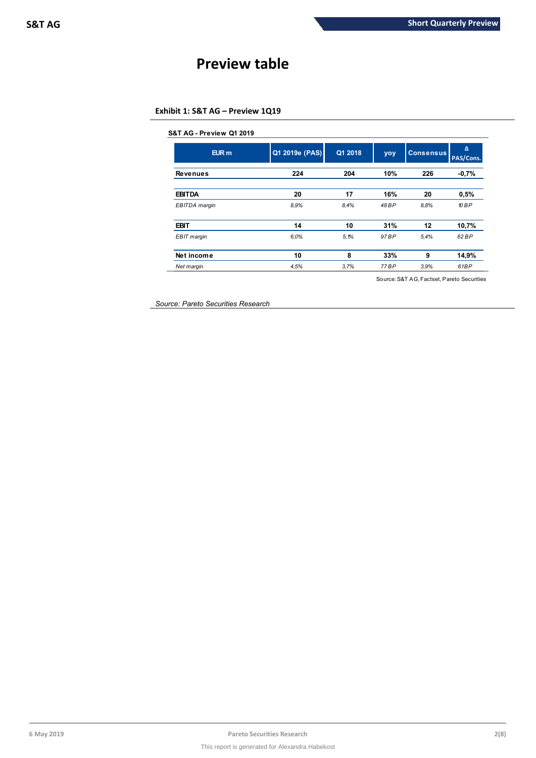# Preview table

**Exhibit 1: S&T AG – Preview 1Q19**

**S&T AG - Preview Q1 2019**

| EUR m | Q1 2019e (PAS) | Q1 2018 | yoy | Consensus | Δ PAS/Cons. |
|---|---|---|---|---|---|
| **Revenues** | **224** | **204** | **10%** | **226** | **-0,7%** |
| **EBITDA** | **20** | **17** | **16%** | **20** | **0,5%** |
| *EBITDA margin* | *8,9%* | *8,4%* | *48 BP* | *8,8%* | *10 BP* |
| **EBIT** | **14** | **10** | **31%** | **12** | **10,7%** |
| *EBIT margin* | *6,0%* | *5,1%* | *97 BP* | *5,4%* | *62 BP* |
| **Net income** | **10** | **8** | **33%** | **9** | **14,9%** |
| *Net margin* | *4,5%* | *3,7%* | *77 BP* | *3,9%* | *61BP* |

Source: S&T AG, Factset, Pareto Securities

*Source: Pareto Securities Research*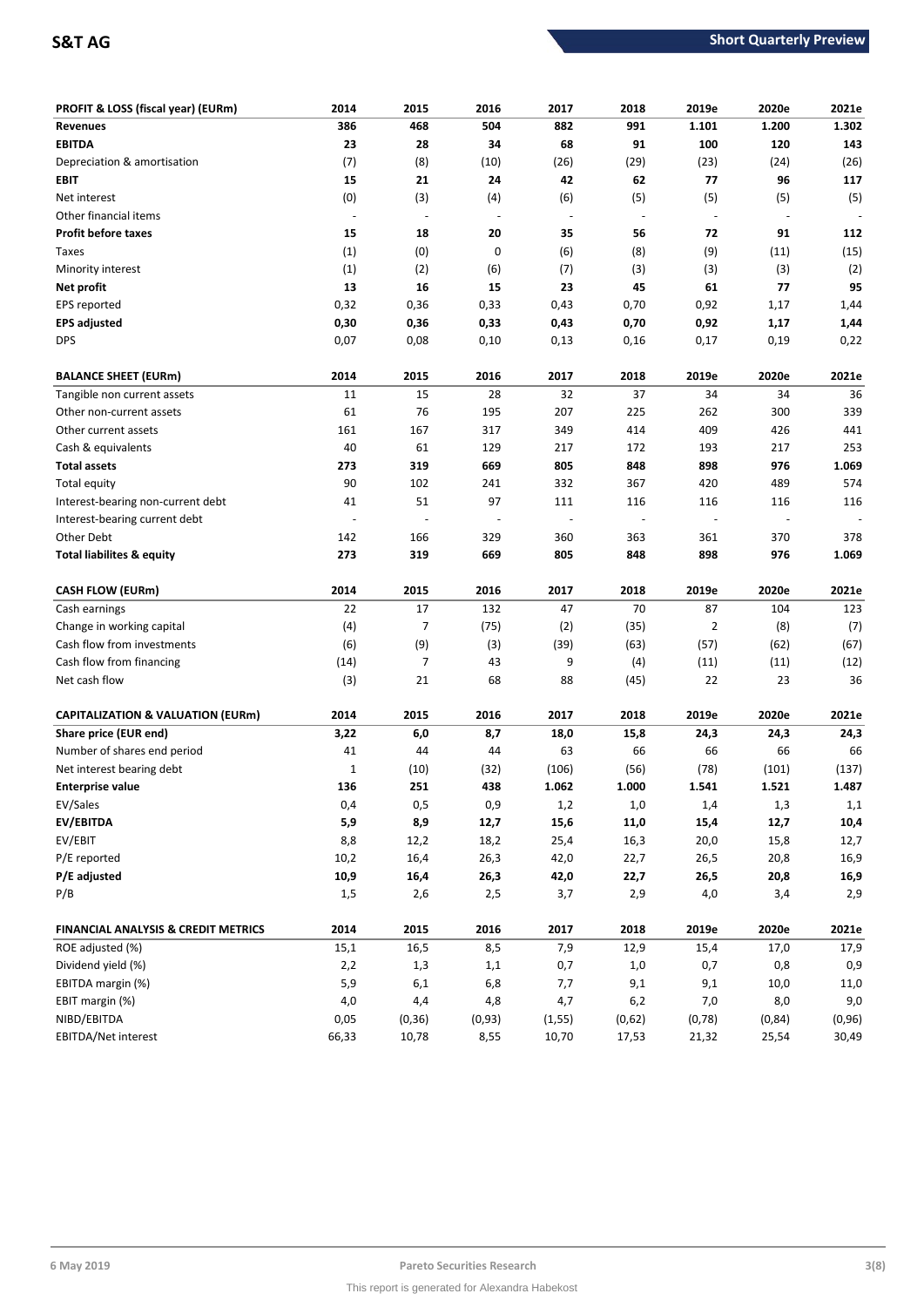| PROFIT & LOSS (fiscal year) (EURm) | 2014 | 2015 | 2016 | 2017 | 2018 | 2019e | 2020e | 2021e |
|---|---|---|---|---|---|---|---|---|
| **Revenues** | **386** | **468** | **504** | **882** | **991** | **1.101** | **1.200** | **1.302** |
| **EBITDA** | **23** | **28** | **34** | **68** | **91** | **100** | **120** | **143** |
| Depreciation & amortisation | (7) | (8) | (10) | (26) | (29) | (23) | (24) | (26) |
| **EBIT** | **15** | **21** | **24** | **42** | **62** | **77** | **96** | **117** |
| Net interest | (0) | (3) | (4) | (6) | (5) | (5) | (5) | (5) |
| Other financial items | - | - | - | - | - | - | - | - |
| **Profit before taxes** | **15** | **18** | **20** | **35** | **56** | **72** | **91** | **112** |
| Taxes | (1) | (0) | 0 | (6) | (8) | (9) | (11) | (15) |
| Minority interest | (1) | (2) | (6) | (7) | (3) | (3) | (3) | (2) |
| **Net profit** | **13** | **16** | **15** | **23** | **45** | **61** | **77** | **95** |
| EPS reported | 0,32 | 0,36 | 0,33 | 0,43 | 0,70 | 0,92 | 1,17 | 1,44 |
| **EPS adjusted** | **0,30** | **0,36** | **0,33** | **0,43** | **0,70** | **0,92** | **1,17** | **1,44** |
| DPS | 0,07 | 0,08 | 0,10 | 0,13 | 0,16 | 0,17 | 0,19 | 0,22 |

| BALANCE SHEET (EURm) | 2014 | 2015 | 2016 | 2017 | 2018 | 2019e | 2020e | 2021e |
|---|---|---|---|---|---|---|---|---|
| Tangible non current assets | 11 | 15 | 28 | 32 | 37 | 34 | 34 | 36 |
| Other non-current assets | 61 | 76 | 195 | 207 | 225 | 262 | 300 | 339 |
| Other current assets | 161 | 167 | 317 | 349 | 414 | 409 | 426 | 441 |
| Cash & equivalents | 40 | 61 | 129 | 217 | 172 | 193 | 217 | 253 |
| **Total assets** | **273** | **319** | **669** | **805** | **848** | **898** | **976** | **1.069** |
| Total equity | 90 | 102 | 241 | 332 | 367 | 420 | 489 | 574 |
| Interest-bearing non-current debt | 41 | 51 | 97 | 111 | 116 | 116 | 116 | 116 |
| Interest-bearing current debt | - | - | - | - | - | - | - | - |
| Other Debt | 142 | 166 | 329 | 360 | 363 | 361 | 370 | 378 |
| **Total liabilites & equity** | **273** | **319** | **669** | **805** | **848** | **898** | **976** | **1.069** |

| CASH FLOW (EURm) | 2014 | 2015 | 2016 | 2017 | 2018 | 2019e | 2020e | 2021e |
|---|---|---|---|---|---|---|---|---|
| Cash earnings | 22 | 17 | 132 | 47 | 70 | 87 | 104 | 123 |
| Change in working capital | (4) | 7 | (75) | (2) | (35) | 2 | (8) | (7) |
| Cash flow from investments | (6) | (9) | (3) | (39) | (63) | (57) | (62) | (67) |
| Cash flow from financing | (14) | 7 | 43 | 9 | (4) | (11) | (11) | (12) |
| Net cash flow | (3) | 21 | 68 | 88 | (45) | 22 | 23 | 36 |

| CAPITALIZATION & VALUATION (EURm) | 2014 | 2015 | 2016 | 2017 | 2018 | 2019e | 2020e | 2021e |
|---|---|---|---|---|---|---|---|---|
| **Share price (EUR end)** | **3,22** | **6,0** | **8,7** | **18,0** | **15,8** | **24,3** | **24,3** | **24,3** |
| Number of shares end period | 41 | 44 | 44 | 63 | 66 | 66 | 66 | 66 |
| Net interest bearing debt | 1 | (10) | (32) | (106) | (56) | (78) | (101) | (137) |
| **Enterprise value** | **136** | **251** | **438** | **1.062** | **1.000** | **1.541** | **1.521** | **1.487** |
| EV/Sales | 0,4 | 0,5 | 0,9 | 1,2 | 1,0 | 1,4 | 1,3 | 1,1 |
| **EV/EBITDA** | **5,9** | **8,9** | **12,7** | **15,6** | **11,0** | **15,4** | **12,7** | **10,4** |
| EV/EBIT | 8,8 | 12,2 | 18,2 | 25,4 | 16,3 | 20,0 | 15,8 | 12,7 |
| P/E reported | 10,2 | 16,4 | 26,3 | 42,0 | 22,7 | 26,5 | 20,8 | 16,9 |
| **P/E adjusted** | **10,9** | **16,4** | **26,3** | **42,0** | **22,7** | **26,5** | **20,8** | **16,9** |
| P/B | 1,5 | 2,6 | 2,5 | 3,7 | 2,9 | 4,0 | 3,4 | 2,9 |

| FINANCIAL ANALYSIS & CREDIT METRICS | 2014 | 2015 | 2016 | 2017 | 2018 | 2019e | 2020e | 2021e |
|---|---|---|---|---|---|---|---|---|
| ROE adjusted (%) | 15,1 | 16,5 | 8,5 | 7,9 | 12,9 | 15,4 | 17,0 | 17,9 |
| Dividend yield (%) | 2,2 | 1,3 | 1,1 | 0,7 | 1,0 | 0,7 | 0,8 | 0,9 |
| EBITDA margin (%) | 5,9 | 6,1 | 6,8 | 7,7 | 9,1 | 9,1 | 10,0 | 11,0 |
| EBIT margin (%) | 4,0 | 4,4 | 4,8 | 4,7 | 6,2 | 7,0 | 8,0 | 9,0 |
| NIBD/EBITDA | 0,05 | (0,36) | (0,93) | (1,55) | (0,62) | (0,78) | (0,84) | (0,96) |
| EBITDA/Net interest | 66,33 | 10,78 | 8,55 | 10,70 | 17,53 | 21,32 | 25,54 | 30,49 |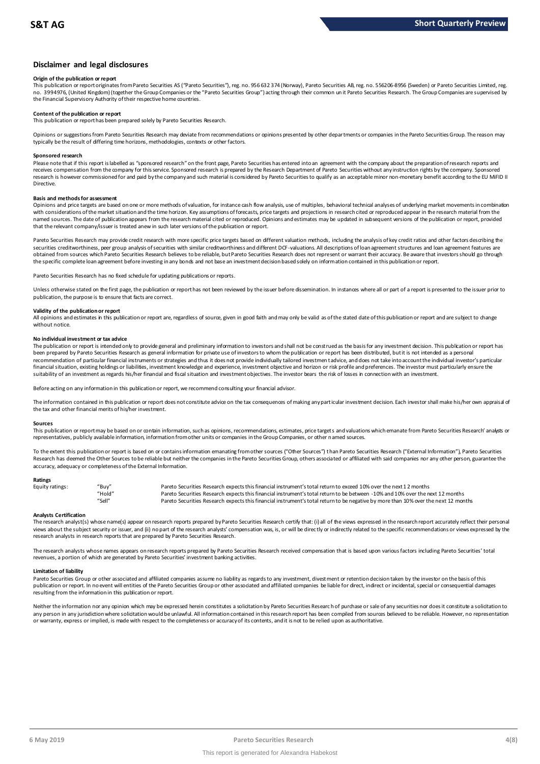## Disclaimer and legal disclosures

### Origin of the publication or report

This publication or report originates from Pareto Securities AS ("Pareto Securities"), reg. no. 956 632 374 (Norway), Pareto Securities AB, reg. no. 556206-8956 (Sweden) or Pareto Securities Limited, reg. no. 3994976, (United Kingdom) (together the Group Companies or the "Pareto Securities Group") acting through their common unit Pareto Securities Research. The Group Companies are supervised by the Financial Supervisory Authority of their respective home countries.

### Content of the publication or report

This publication or report has been prepared solely by Pareto Securities Research.

Opinions or suggestions from Pareto Securities Research may deviate from recommendations or opinions presented by other departments or companies in the Pareto Securities Group. The reason may typically be the result of differing time horizons, methodologies, contexts or other factors.

### Sponsored research

Please note that if this report is labelled as "sponsored research" on the front page, Pareto Securities has entered into an agreement with the company about the preparation of research reports and receives compensation from the company for this service. Sponsored research is prepared by the Research Department of Pareto Securities without any instruction rights by the company. Sponsored research is however commissioned for and paid by the company and such material is considered by Pareto Securities to qualify as an acceptable minor non-monetary benefit according to the EU MiFID II Directive.

### Basis and methods for assessment

Opinions and price targets are based on one or more methods of valuation, for instance cash flow analysis, use of multiples, behavioral technical analyses of underlying market movements in combination with considerations of the market situation and the time horizon. Key assumptions of forecasts, price targets and projections in research cited or reproduced appear in the research material from the named sources. The date of publication appears from the research material cited or reproduced. Opinions and estimates may be updated in subsequent versions of the publication or report, provided that the relevant company/issuer is treated anew in such later versions of the publication or report.

Pareto Securities Research may provide credit research with more specific price targets based on different valuation methods, including the analysis of key credit ratios and other factors describing the securities creditworthiness, peer group analysis of securities with similar creditworthiness and different DCF-valuations. All descriptions of loan agreement structures and loan agreement features are obtained from sources which Pareto Securities Research believes to be reliable, but Pareto Securities Research does not represent or warrant their accuracy. Be aware that investors should go through the specific complete loan agreement before investing in any bonds and not base an investment decision based solely on information contained in this publication or report.

Pareto Securities Research has no fixed schedule for updating publications or reports.

Unless otherwise stated on the first page, the publication or report has not been reviewed by the issuer before dissemination. In instances where all or part of a report is presented to the issuer prior to publication, the purpose is to ensure that facts are correct.

### Validity of the publication or report

All opinions and estimates in this publication or report are, regardless of source, given in good faith and may only be valid as of the stated date of this publication or report and are subject to change without notice.

### No individual investment or tax advice

The publication or report is intended only to provide general and preliminary information to investors and shall not be construed as the basis for any investment decision. This publication or report has been prepared by Pareto Securities Research as general information for private use of investors to whom the publication or report has been distributed, but it is not intended as a personal recommendation of particular financial instruments or strategies and thus it does not provide individually tailored investment advice, and does not take into account the individual investor's particular financial situation, existing holdings or liabilities, investment knowledge and experience, investment objective and horizon or risk profile and preferences. The investor must particularly ensure the suitability of an investment as regards his/her financial and fiscal situation and investment objectives. The investor bears the risk of losses in connection with an investment.

Before acting on any information in this publication or report, we recommend consulting your financial advisor.

The information contained in this publication or report does not constitute advice on the tax consequences of making any particular investment decision. Each investor shall make his/her own appraisal of the tax and other financial merits of his/her investment.

### Sources

This publication or report may be based on or contain information, such as opinions, recommendations, estimates, price targets and valuations which emanate from Pareto Securities Research' analysts or representatives, publicly available information, information from other units or companies in the Group Companies, or other named sources.

To the extent this publication or report is based on or contains information emanating from other sources ("Other Sources") than Pareto Securities Research ("External Information"), Pareto Securities Research has deemed the Other Sources to be reliable but neither the companies in the Pareto Securities Group, others associated or affiliated with said companies nor any other person, guarantee the accuracy, adequacy or completeness of the External Information.

### Ratings

| | | |
|---|---|---|
| Equity ratings: | "Buy" | Pareto Securities Research expects this financial instrument's total return to exceed 10% over the next 12 months |
| | "Hold" | Pareto Securities Research expects this financial instrument's total return to be between -10% and 10% over the next 12 months |
| | "Sell" | Pareto Securities Research expects this financial instrument's total return to be negative by more than 10% over the next 12 months |

### Analysts Certification

The research analyst(s) whose name(s) appear on research reports prepared by Pareto Securities Research certify that: (i) all of the views expressed in the research report accurately reflect their personal views about the subject security or issuer, and (ii) no part of the research analysts' compensation was, is, or will be directly or indirectly related to the specific recommendations or views expressed by the research analysts in research reports that are prepared by Pareto Securities Research.

The research analysts whose names appears on research reports prepared by Pareto Securities Research received compensation that is based upon various factors including Pareto Securities' total revenues, a portion of which are generated by Pareto Securities' investment banking activities.

### Limitation of liability

Pareto Securities Group or other associated and affiliated companies assume no liability as regards to any investment, divestment or retention decision taken by the investor on the basis of this publication or report. In no event will entities of the Pareto Securities Group or other associated and affiliated companies be liable for direct, indirect or incidental, special or consequential damages resulting from the information in this publication or report.

Neither the information nor any opinion which may be expressed herein constitutes a solicitation by Pareto Securities Research of purchase or sale of any securities nor does it constitute a solicitation to any person in any jurisdiction where solicitation would be unlawful. All information contained in this research report has been compiled from sources believed to be reliable. However, no representation or warranty, express or implied, is made with respect to the completeness or accuracy of its contents, and it is not to be relied upon as authoritative.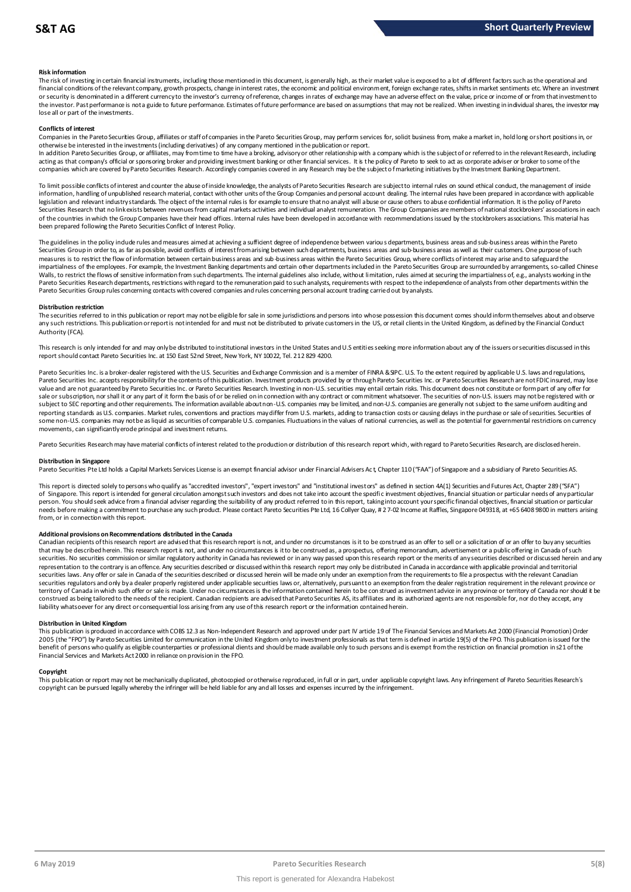#### Risk information

The risk of investing in certain financial instruments, including those mentioned in this document, is generally high, as their market value is exposed to a lot of different factors such as the operational and financial conditions of the relevant company, growth prospects, change in interest rates, the economic and political environment, foreign exchange rates, shifts in market sentiments etc. Where an investment or security is denominated in a different currency to the investor's currency of reference, changes in rates of exchange may have an adverse effect on the value, price or income of or from that investment to the investor. Past performance is not a guide to future performance. Estimates of future performance are based on assumptions that may not be realized. When investing in individual shares, the investor may lose all or part of the investments.

#### Conflicts of interest

Companies in the Pareto Securities Group, affiliates or staff of companies in the Pareto Securities Group, may perform services for, solicit business from, make a market in, hold long or short positions in, or otherwise be interested in the investments (including derivatives) of any company mentioned in the publication or report.

In addition Pareto Securities Group, or affiliates, may from time to time have a broking, advisory or other relationship with a company which is the subject of or referred to in the relevant Research, including acting as that company's official or sponsoring broker and providing investment banking or other financial services. It is the policy of Pareto to seek to act as corporate adviser or broker to some of the companies which are covered by Pareto Securities Research. Accordingly companies covered in any Research may be the subject of marketing initiatives by the Investment Banking Department.

To limit possible conflicts of interest and counter the abuse of inside knowledge, the analysts of Pareto Securities Research are subject to internal rules on sound ethical conduct, the management of inside information, handling of unpublished research material, contact with other units of the Group Companies and personal account dealing. The internal rules have been prepared in accordance with applicable legislation and relevant industry standards. The object of the internal rules is for example to ensure that no analyst will abuse or cause others to abuse confidential information. It is the policy of Pareto Securities Research that no link exists between revenues from capital markets activities and individual analyst remuneration. The Group Companies are members of national stockbrokers' associations in each of the countries in which the Group Companies have their head offices. Internal rules have been developed in accordance with recommendations issued by the stockbrokers associations. This material has been prepared following the Pareto Securities Conflict of Interest Policy.

The guidelines in the policy include rules and measures aimed at achieving a sufficient degree of independence between various departments, business areas and sub-business areas within the Pareto Securities Group in order to, as far as possible, avoid conflicts of interest from arising between such departments, business areas and sub-business areas as well as their customers. One purpose of such measures is to restrict the flow of information between certain business areas and sub-business areas within the Pareto Securities Group, where conflicts of interest may arise and to safeguard the impartialness of the employees. For example, the Investment Banking departments and certain other departments included in the Pareto Securities Group are surrounded by arrangements, so-called Chinese Walls, to restrict the flows of sensitive information from such departments. The internal guidelines also include, without limitation, rules aimed at securing the impartialness of, e.g., analysts working in the Pareto Securities Research departments, restrictions with regard to the remuneration paid to such analysts, requirements with respect to the independence of analysts from other departments within the Pareto Securities Group rules concerning contacts with covered companies and rules concerning personal account trading carried out by analysts.

#### Distribution restriction

The securities referred to in this publication or report may not be eligible for sale in some jurisdictions and persons into whose possession this document comes should inform themselves about and observe any such restrictions. This publication or report is not intended for and must not be distributed to private customers in the US, or retail clients in the United Kingdom, as defined by the Financial Conduct Authority (FCA).

This research is only intended for and may only be distributed to institutional investors in the United States and U.S entities seeking more information about any of the issuers or securities discussed in this report should contact Pareto Securities Inc. at 150 East 52nd Street, New York, NY 10022, Tel. 212 829 4200.

Pareto Securities Inc. is a broker-dealer registered with the U.S. Securities and Exchange Commission and is a member of FINRA & SIPC. U.S. To the extent required by applicable U.S. laws and regulations, Pareto Securities Inc. accepts responsibility for the contents of this publication. Investment products provided by or through Pareto Securities Inc. or Pareto Securities Research are not FDIC insured, may lose value and are not guaranteed by Pareto Securities Inc. or Pareto Securities Research. Investing in non-U.S. securities may entail certain risks. This document does not constitute or form part of any offer for sale or subscription, nor shall it or any part of it form the basis of or be relied on in connection with any contract or commitment whatsoever. The securities of non-U.S. issuers may not be registered with or subject to SEC reporting and other requirements. The information available about non-U.S. companies may be limited, and non-U.S. companies are generally not subject to the same uniform auditing and reporting standards as U.S. companies. Market rules, conventions and practices may differ from U.S. markets, adding to transaction costs or causing delays in the purchase or sale of securities. Securities of some non-U.S. companies may not be as liquid as securities of comparable U.S. companies. Fluctuations in the values of national currencies, as well as the potential for governmental restrictions on currency movements, can significantly erode principal and investment returns.

Pareto Securities Research may have material conflicts of interest related to the production or distribution of this research report which, with regard to Pareto Securities Research, are disclosed herein.

#### Distribution in Singapore

Pareto Securities Pte Ltd holds a Capital Markets Services License is an exempt financial advisor under Financial Advisers Act, Chapter 110 ("FAA") of Singapore and a subsidiary of Pareto Securities AS.

This report is directed solely to persons who qualify as "accredited investors", "expert investors" and "institutional investors" as defined in section 4A(1) Securities and Futures Act, Chapter 289 ("SFA") of Singapore. This report is intended for general circulation amongst such investors and does not take into account the specific investment objectives, financial situation or particular needs of any particular person. You should seek advice from a financial adviser regarding the suitability of any product referred to in this report, taking into account your specific financial objectives, financial situation or particular needs before making a commitment to purchase any such product. Please contact Pareto Securities Pte Ltd, 16 Collyer Quay, # 27-02 Income at Raffles, Singapore 049318, at +65 6408 9800 in matters arising from, or in connection with this report.

#### Additional provisions on Recommendations distributed in the Canada

Canadian recipients of this research report are advised that this research report is not, and under no circumstances is it to be construed as an offer to sell or a solicitation of or an offer to buy any securities that may be described herein. This research report is not, and under no circumstances is it to be construed as, a prospectus, offering memorandum, advertisement or a public offering in Canada of such securities. No securities commission or similar regulatory authority in Canada has reviewed or in any way passed upon this research report or the merits of any securities described or discussed herein and any representation to the contrary is an offence. Any securities described or discussed within this research report may only be distributed in Canada in accordance with applicable provincial and territorial securities laws. Any offer or sale in Canada of the securities described or discussed herein will be made only under an exemption from the requirements to file a prospectus with the relevant Canadian securities regulators and only by a dealer properly registered under applicable securities laws or, alternatively, pursuant to an exemption from the dealer registration requirement in the relevant province or territory of Canada in which such offer or sale is made. Under no circumstances is the information contained herein to be construed as investment advice in any province or territory of Canada nor should it be construed as being tailored to the needs of the recipient. Canadian recipients are advised that Pareto Securities AS, its affiliates and its authorized agents are not responsible for, nor do they accept, any liability whatsoever for any direct or consequential loss arising from any use of this research report or the information contained herein.

#### Distribution in United Kingdom

This publication is produced in accordance with COBS 12.3 as Non-Independent Research and approved under part IV article 19 of The Financial Services and Markets Act 2000 (Financial Promotion) Order 2005 (the "FPO") by Pareto Securities Limited for communication in the United Kingdom only to investment professionals as that term is defined in article 19(5) of the FPO. This publication is issued for the benefit of persons who qualify as eligible counterparties or professional clients and should be made available only to such persons and is exempt from the restriction on financial promotion in s21 of the Financial Services and Markets Act 2000 in reliance on provision in the FPO.

#### Copyright

This publication or report may not be mechanically duplicated, photocopied or otherwise reproduced, in full or in part, under applicable copyright laws. Any infringement of Pareto Securities Research's copyright can be pursued legally whereby the infringer will be held liable for any and all losses and expenses incurred by the infringement.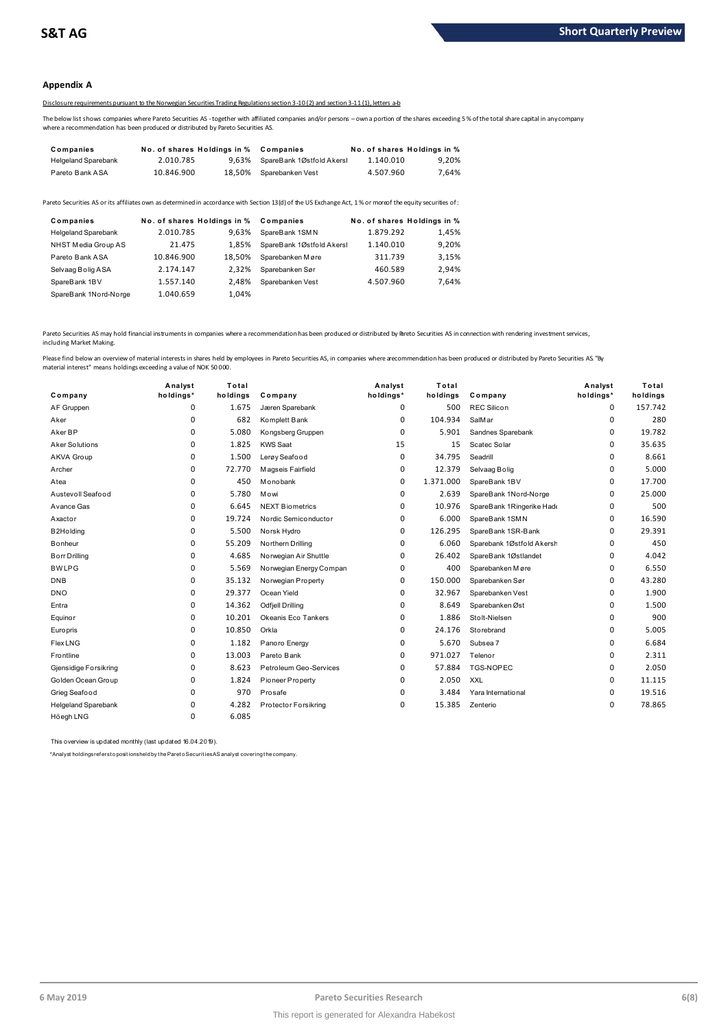## Appendix A

Disclosure requirements pursuant to the Norwegian Securities Trading Regulations section 3-10 (2) and section 3-11 (1), letters a-b

The below list shows companies where Pareto Securities AS - together with affiliated companies and/or persons – own a portion of the shares exceeding 5 % of the total share capital in any company where a recommendation has been produced or distributed by Pareto Securities AS.

| Companies | No. of shares | Holdings in % | Companies | No. of shares | Holdings in % |
|---|---|---|---|---|---|
| Helgeland Sparebank | 2.010.785 | 9,63% | SpareBank 1Østfold Akersl | 1.140.010 | 9,20% |
| Pareto Bank ASA | 10.846.900 | 18,50% | Sparebanken Vest | 4.507.960 | 7,64% |

Pareto Securities AS or its affiliates own as determined in accordance with Section 13(d) of the US Exchange Act, 1 % or more of the equity securities of:

| Companies | No. of shares | Holdings in % | Companies | No. of shares | Holdings in % |
|---|---|---|---|---|---|
| Helgeland Sparebank | 2.010.785 | 9,63% | SpareBank 1SMN | 1.879.292 | 1,45% |
| NHST Media Group AS | 21.475 | 1,85% | SpareBank 1Østfold Akersl | 1.140.010 | 9,20% |
| Pareto Bank ASA | 10.846.900 | 18,50% | Sparebanken Møre | 311.739 | 3,15% |
| Selvaag Bolig ASA | 2.174.147 | 2,32% | Sparebanken Sør | 460.589 | 2,94% |
| SpareBank 1BV | 1.557.140 | 2,48% | Sparebanken Vest | 4.507.960 | 7,64% |
| SpareBank 1Nord-Norge | 1.040.659 | 1,04% | | | |

Pareto Securities AS may hold financial instruments in companies where a recommendation has been produced or distributed by Pareto Securities AS in connection with rendering investment services, including Market Making.

Please find below an overview of material interests in shares held by employees in Pareto Securities AS, in companies where a recommendation has been produced or distributed by Pareto Securities AS. "By material interest" means holdings exceeding a value of NOK 50 000.

| Company | Analyst holdings* | Total holdings | Company | Analyst holdings* | Total holdings | Company | Analyst holdings* | Total holdings |
|---|---|---|---|---|---|---|---|---|
| AF Gruppen | 0 | 1.675 | Jæren Sparebank | 0 | 500 | REC Silicon | 0 | 157.742 |
| Aker | 0 | 682 | Komplett Bank | 0 | 104.934 | SalMar | 0 | 280 |
| Aker BP | 0 | 5.080 | Kongsberg Gruppen | 0 | 5.901 | Sandnes Sparebank | 0 | 19.782 |
| Aker Solutions | 0 | 1.825 | KWS Saat | 15 | 15 | Scatec Solar | 0 | 35.635 |
| AKVA Group | 0 | 1.500 | Lerøy Seafood | 0 | 34.795 | Seadrill | 0 | 8.661 |
| Archer | 0 | 72.770 | Magseis Fairfield | 0 | 12.379 | Selvaag Bolig | 0 | 5.000 |
| Atea | 0 | 450 | Monobank | 0 | 1.371.000 | SpareBank 1BV | 0 | 17.700 |
| Austevoll Seafood | 0 | 5.780 | Mowi | 0 | 2.639 | SpareBank 1Nord-Norge | 0 | 25.000 |
| Avance Gas | 0 | 6.645 | NEXT Biometrics | 0 | 10.976 | SpareBank 1Ringerike Hade | 0 | 500 |
| Axactor | 0 | 19.724 | Nordic Semiconductor | 0 | 6.000 | SpareBank 1SMN | 0 | 16.590 |
| B2Holding | 0 | 5.500 | Norsk Hydro | 0 | 126.295 | SpareBank 1SR-Bank | 0 | 29.391 |
| Bonheur | 0 | 55.209 | Northern Drilling | 0 | 6.060 | Sparebank 1Østfold Akersh | 0 | 450 |
| Borr Drilling | 0 | 4.685 | Norwegian Air Shuttle | 0 | 26.402 | SpareBank 1Østlandet | 0 | 4.042 |
| BWLPG | 0 | 5.569 | Norwegian Energy Compan | 0 | 400 | Sparebanken Møre | 0 | 6.550 |
| DNB | 0 | 35.132 | Norwegian Property | 0 | 150.000 | Sparebanken Sør | 0 | 43.280 |
| DNO | 0 | 29.377 | Ocean Yield | 0 | 32.967 | Sparebanken Vest | 0 | 1.900 |
| Entra | 0 | 14.362 | Odfjell Drilling | 0 | 8.649 | Sparebanken Øst | 0 | 1.500 |
| Equinor | 0 | 10.201 | Okeanis Eco Tankers | 0 | 1.886 | Stolt-Nielsen | 0 | 900 |
| Europris | 0 | 10.850 | Orkla | 0 | 24.176 | Storebrand | 0 | 5.005 |
| Flex LNG | 0 | 1.182 | Panoro Energy | 0 | 5.670 | Subsea 7 | 0 | 6.684 |
| Frontline | 0 | 13.003 | Pareto Bank | 0 | 971.027 | Telenor | 0 | 2.311 |
| Gjensidige Forsikring | 0 | 8.623 | Petroleum Geo-Services | 0 | 57.884 | TGS-NOPEC | 0 | 2.050 |
| Golden Ocean Group | 0 | 1.824 | Pioneer Property | 0 | 2.050 | XXL | 0 | 11.115 |
| Grieg Seafood | 0 | 970 | Prosafe | 0 | 3.484 | Yara International | 0 | 19.516 |
| Helgeland Sparebank | 0 | 4.282 | Protector Forsikring | 0 | 15.385 | Zenterio | 0 | 78.865 |
| Höegh LNG | 0 | 6.085 | | | | | | |

This overview is updated monthly (last updated 16.04.2019).

*Analyst holdings refers to positions held by the Pareto Securities AS analyst covering the company.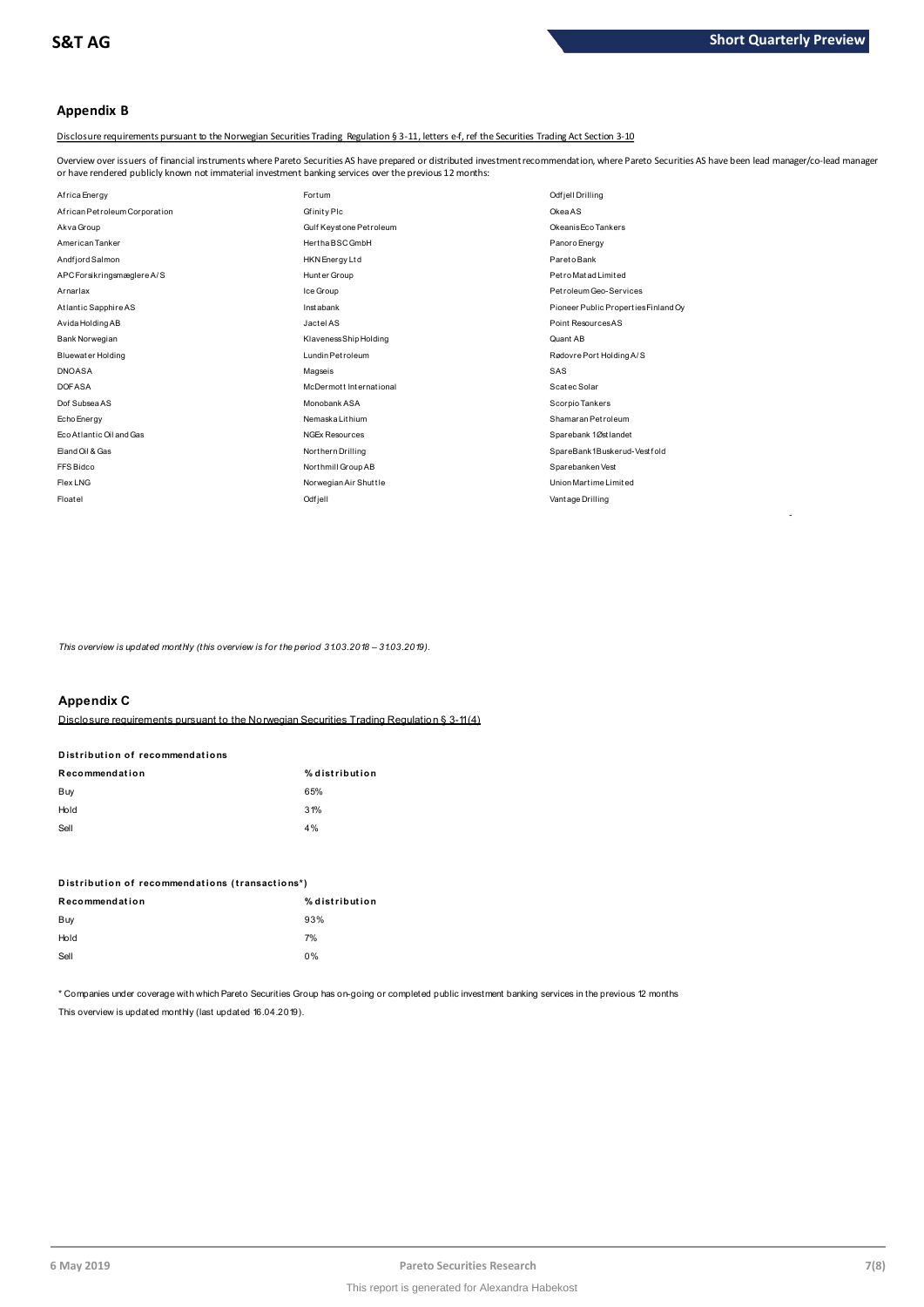## Appendix B

Disclosure requirements pursuant to the Norwegian Securities Trading Regulation § 3-11, letters e-f, ref the Securities Trading Act Section 3-10

Overview over issuers of financial instruments where Pareto Securities AS have prepared or distributed investment recommendation, where Pareto Securities AS have been lead manager/co-lead manager or have rendered publicly known not immaterial investment banking services over the previous 12 months:

| | | |
|---|---|---|
| Africa Energy | Fortum | Odfjell Drilling |
| African Petroleum Corporation | Gfinity Plc | Okea AS |
| Akva Group | Gulf Keystone Petroleum | Okeanis Eco Tankers |
| American Tanker | Hertha BSC GmbH | Panoro Energy |
| Andfjord Salmon | HKN Energy Ltd | Pareto Bank |
| APC Forsikringsmæglere A/S | Hunter Group | Petro Matad Limited |
| Arnarlax | Ice Group | Petroleum Geo-Services |
| Atlantic Sapphire AS | Instabank | Pioneer Public Properties Finland Oy |
| Avida Holding AB | Jactel AS | Point Resources AS |
| Bank Norwegian | Klaveness Ship Holding | Quant AB |
| Bluewater Holding | Lundin Petroleum | Rødovre Port Holding A/S |
| DNO ASA | Magseis | SAS |
| DOF ASA | McDermott International | Scatec Solar |
| Dof Subsea AS | Monobank ASA | Scorpio Tankers |
| Echo Energy | Nemaska Lithium | Shamaran Petroleum |
| Eco Atlantic Oil and Gas | NGEx Resources | Sparebank 1 Østlandet |
| Eland Oil & Gas | Northern Drilling | SpareBank 1 Buskerud-Vestfold |
| FFS Bidco | Northmill Group AB | Sparebanken Vest |
| Flex LNG | Norwegian Air Shuttle | Union Martime Limited |
| Floatel | Odfjell | Vantage Drilling |

*This overview is updated monthly (this overview is for the period 31.03.2018 – 31.03.2019).*

## Appendix C

Disclosure requirements pursuant to the Norwegian Securities Trading Regulation § 3-11(4)

**Distribution of recommendations**

| Recommendation | % distribution |
|---|---|
| Buy | 65% |
| Hold | 31% |
| Sell | 4% |

**Distribution of recommendations (transactions*)**

| Recommendation | % distribution |
|---|---|
| Buy | 93% |
| Hold | 7% |
| Sell | 0% |

* Companies under coverage with which Pareto Securities Group has on-going or completed public investment banking services in the previous 12 months

This overview is updated monthly (last updated 16.04.2019).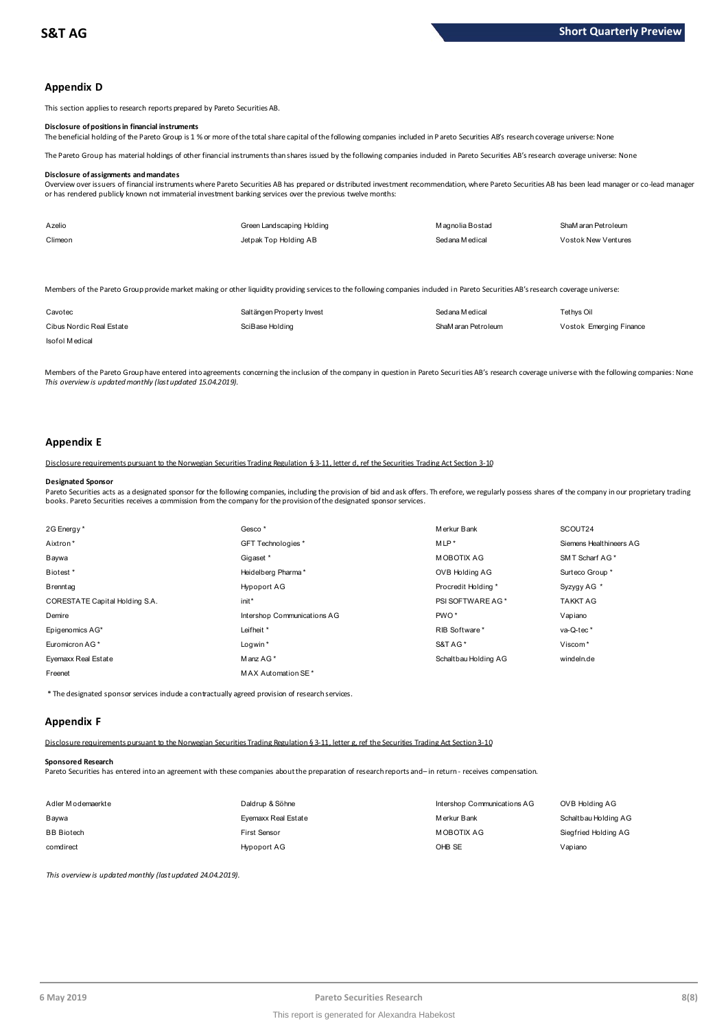## Appendix D

This section applies to research reports prepared by Pareto Securities AB.

**Disclosure of positions in financial instruments**

The beneficial holding of the Pareto Group is 1 % or more of the total share capital of the following companies included in Pareto Securities AB's research coverage universe: None

The Pareto Group has material holdings of other financial instruments than shares issued by the following companies included in Pareto Securities AB's research coverage universe: None

**Disclosure of assignments and mandates**

Overview over issuers of financial instruments where Pareto Securities AB has prepared or distributed investment recommendation, where Pareto Securities AB has been lead manager or co-lead manager or has rendered publicly known not immaterial investment banking services over the previous twelve months:

| | | | |
|---|---|---|---|
| Azelio | Green Landscaping Holding | Magnolia Bostad | ShaMaran Petroleum |
| Climeon | Jetpak Top Holding AB | Sedana Medical | Vostok New Ventures |

Members of the Pareto Group provide market making or other liquidity providing services to the following companies included in Pareto Securities AB's research coverage universe:

| | | | |
|---|---|---|---|
| Cavotec | Saltängen Property Invest | Sedana Medical | Tethys Oil |
| Cibus Nordic Real Estate | SciBase Holding | ShaMaran Petroleum | Vostok Emerging Finance |
| Isofol Medical | | | |

Members of the Pareto Group have entered into agreements concerning the inclusion of the company in question in Pareto Securities AB's research coverage universe with the following companies: None

*This overview is updated monthly (last updated 15.04.2019).*

## Appendix E

Disclosure requirements pursuant to the Norwegian Securities Trading Regulation § 3-11, letter d, ref the Securities Trading Act Section 3-10

**Designated Sponsor**

Pareto Securities acts as a designated sponsor for the following companies, including the provision of bid and ask offers. Therefore, we regularly possess shares of the company in our proprietary trading books. Pareto Securities receives a commission from the company for the provision of the designated sponsor services.

| | | | |
|---|---|---|---|
| 2G Energy * | Gesco * | Merkur Bank | SCOUT24 |
| Aixtron * | GFT Technologies * | MLP * | Siemens Healthineers AG |
| Baywa | Gigaset * | MOBOTIX AG | SMT Scharf AG * |
| Biotest * | Heidelberg Pharma * | OVB Holding AG | Surteco Group * |
| Brenntag | Hypoport AG | Procredit Holding * | Syzygy AG * |
| CORESTATE Capital Holding S.A. | init* | PSI SOFTWARE AG * | TAKKT AG |
| Demire | Intershop Communications AG | PWO * | Vapiano |
| Epigenomics AG* | Leifheit * | RIB Software * | va-Q-tec * |
| Euromicron AG * | Logwin * | S&T AG * | Viscom * |
| Eyemaxx Real Estate | Manz AG * | Schaltbau Holding AG | windeln.de |
| Freenet | MAX Automation SE * | | |

* The designated sponsor services include a contractually agreed provision of research services.

## Appendix F

Disclosure requirements pursuant to the Norwegian Securities Trading Regulation § 3-11, letter g, ref the Securities Trading Act Section 3-10

**Sponsored Research**

Pareto Securities has entered into an agreement with these companies about the preparation of research reports and – in return - receives compensation.

| | | | |
|---|---|---|---|
| Adler Modemaerkte | Daldrup & Söhne | Intershop Communications AG | OVB Holding AG |
| Baywa | Eyemaxx Real Estate | Merkur Bank | Schaltbau Holding AG |
| BB Biotech | First Sensor | MOBOTIX AG | Siegfried Holding AG |
| comdirect | Hypoport AG | OHB SE | Vapiano |

*This overview is updated monthly (last updated 24.04.2019).*